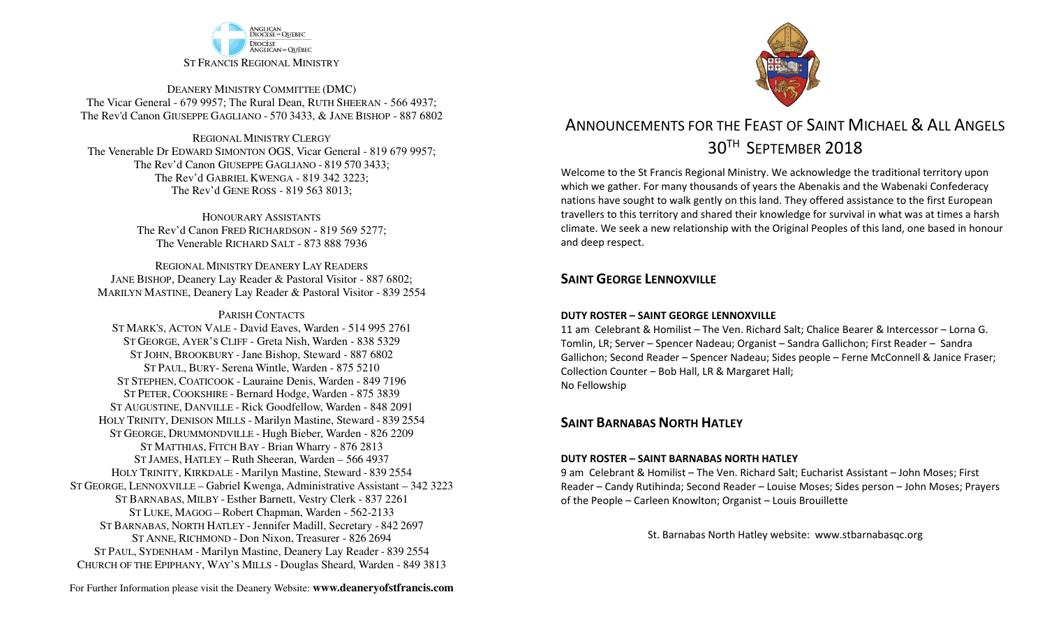ANGLICAN DIOCESE OF QUEBEC
DIOCÈSE ANGLICAN DU QUÉBEC

ST FRANCIS REGIONAL MINISTRY

DEANERY MINISTRY COMMITTEE (DMC)
The Vicar General - 679 9957; The Rural Dean, RUTH SHEERAN - 566 4937;
The Rev'd Canon GIUSEPPE GAGLIANO - 570 3433, & JANE BISHOP - 887 6802

REGIONAL MINISTRY CLERGY
The Venerable Dr EDWARD SIMONTON OGS, Vicar General - 819 679 9957;
The Rev'd Canon GIUSEPPE GAGLIANO - 819 570 3433;
The Rev'd GABRIEL KWENGA - 819 342 3223;
The Rev'd GENE ROSS - 819 563 8013;

HONOURARY ASSISTANTS
The Rev'd Canon FRED RICHARDSON - 819 569 5277;
The Venerable RICHARD SALT - 873 888 7936

REGIONAL MINISTRY DEANERY LAY READERS
JANE BISHOP, Deanery Lay Reader & Pastoral Visitor - 887 6802;
MARILYN MASTINE, Deanery Lay Reader & Pastoral Visitor - 839 2554

PARISH CONTACTS
ST MARK'S, ACTON VALE - David Eaves, Warden - 514 995 2761
ST GEORGE, AYER'S CLIFF - Greta Nish, Warden - 838 5329
ST JOHN, BROOKBURY - Jane Bishop, Steward - 887 6802
ST PAUL, BURY- Serena Wintle, Warden - 875 5210
ST STEPHEN, COATICOOK - Lauraine Denis, Warden - 849 7196
ST PETER, COOKSHIRE - Bernard Hodge, Warden - 875 3839
ST AUGUSTINE, DANVILLE - Rick Goodfellow, Warden - 848 2091
HOLY TRINITY, DENISON MILLS - Marilyn Mastine, Steward - 839 2554
ST GEORGE, DRUMMONDVILLE - Hugh Bieber, Warden - 826 2209
ST MATTHIAS, FITCH BAY - Brian Wharry - 876 2813
ST JAMES, HATLEY – Ruth Sheeran, Warden – 566 4937
HOLY TRINITY, KIRKDALE - Marilyn Mastine, Steward - 839 2554
ST GEORGE, LENNOXVILLE – Gabriel Kwenga, Administrative Assistant – 342 3223
ST BARNABAS, MILBY - Esther Barnett, Vestry Clerk - 837 2261
ST LUKE, MAGOG – Robert Chapman, Warden - 562-2133
ST BARNABAS, NORTH HATLEY - Jennifer Madill, Secretary - 842 2697
ST ANNE, RICHMOND - Don Nixon, Treasurer - 826 2694
ST PAUL, SYDENHAM - Marilyn Mastine, Deanery Lay Reader - 839 2554
CHURCH OF THE EPIPHANY, WAY'S MILLS - Douglas Sheard, Warden - 849 3813

For Further Information please visit the Deanery Website: **www.deaneryofstfrancis.com**

# ANNOUNCEMENTS FOR THE FEAST OF SAINT MICHAEL & ALL ANGELS 30TH SEPTEMBER 2018

Welcome to the St Francis Regional Ministry. We acknowledge the traditional territory upon which we gather. For many thousands of years the Abenakis and the Wabenaki Confederacy nations have sought to walk gently on this land. They offered assistance to the first European travellers to this territory and shared their knowledge for survival in what was at times a harsh climate. We seek a new relationship with the Original Peoples of this land, one based in honour and deep respect.

## SAINT GEORGE LENNOXVILLE

**DUTY ROSTER – SAINT GEORGE LENNOXVILLE**

11 am Celebrant & Homilist – The Ven. Richard Salt; Chalice Bearer & Intercessor – Lorna G. Tomlin, LR; Server – Spencer Nadeau; Organist – Sandra Gallichon; First Reader – Sandra Gallichon; Second Reader – Spencer Nadeau; Sides people – Ferne McConnell & Janice Fraser; Collection Counter – Bob Hall, LR & Margaret Hall;
No Fellowship

## SAINT BARNABAS NORTH HATLEY

**DUTY ROSTER – SAINT BARNABAS NORTH HATLEY**

9 am Celebrant & Homilist – The Ven. Richard Salt; Eucharist Assistant – John Moses; First Reader – Candy Rutihinda; Second Reader – Louise Moses; Sides person – John Moses; Prayers of the People – Carleen Knowlton; Organist – Louis Brouillette

St. Barnabas North Hatley website: www.stbarnabasqc.org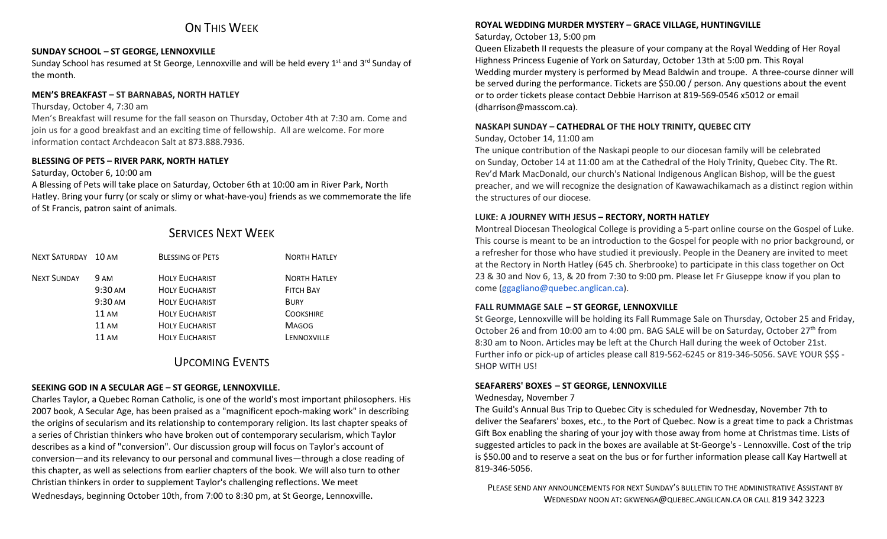# On This Week

### SUNDAY SCHOOL – ST GEORGE, LENNOXVILLE

Sunday School has resumed at St George, Lennoxville and will be held every 1st and 3rd Sunday of the month.

### MEN'S BREAKFAST – ST BARNABAS, NORTH HATLEY

Thursday, October 4, 7:30 am

Men's Breakfast will resume for the fall season on Thursday, October 4th at 7:30 am. Come and join us for a good breakfast and an exciting time of fellowship. All are welcome. For more information contact Archdeacon Salt at 873.888.7936.

### BLESSING OF PETS – RIVER PARK, NORTH HATLEY

Saturday, October 6, 10:00 am

A Blessing of Pets will take place on Saturday, October 6th at 10:00 am in River Park, North Hatley. Bring your furry (or scaly or slimy or what-have-you) friends as we commemorate the life of St Francis, patron saint of animals.

# Services Next Week

| | | | |
|---|---|---|---|
| Next Saturday | 10 am | Blessing of Pets | North Hatley |
| Next Sunday | 9 am | Holy Eucharist | North Hatley |
| | 9:30 am | Holy Eucharist | Fitch Bay |
| | 9:30 am | Holy Eucharist | Bury |
| | 11 am | Holy Eucharist | Cookshire |
| | 11 am | Holy Eucharist | Magog |
| | 11 am | Holy Eucharist | Lennoxville |

# Upcoming Events

### SEEKING GOD IN A SECULAR AGE – ST GEORGE, LENNOXVILLE.

Charles Taylor, a Quebec Roman Catholic, is one of the world's most important philosophers. His 2007 book, A Secular Age, has been praised as a "magnificent epoch-making work" in describing the origins of secularism and its relationship to contemporary religion. Its last chapter speaks of a series of Christian thinkers who have broken out of contemporary secularism, which Taylor describes as a kind of "conversion". Our discussion group will focus on Taylor's account of conversion—and its relevancy to our personal and communal lives—through a close reading of this chapter, as well as selections from earlier chapters of the book. We will also turn to other Christian thinkers in order to supplement Taylor's challenging reflections. We meet Wednesdays, beginning October 10th, from 7:00 to 8:30 pm, at St George, Lennoxville.

### ROYAL WEDDING MURDER MYSTERY – GRACE VILLAGE, HUNTINGVILLE

Saturday, October 13, 5:00 pm

Queen Elizabeth II requests the pleasure of your company at the Royal Wedding of Her Royal Highness Princess Eugenie of York on Saturday, October 13th at 5:00 pm. This Royal Wedding murder mystery is performed by Mead Baldwin and troupe. A three-course dinner will be served during the performance. Tickets are $50.00 / person. Any questions about the event or to order tickets please contact Debbie Harrison at 819-569-0546 x5012 or email (dharrison@masscom.ca).

### NASKAPI SUNDAY – CATHEDRAL OF THE HOLY TRINITY, QUEBEC CITY

Sunday, October 14, 11:00 am

The unique contribution of the Naskapi people to our diocesan family will be celebrated on Sunday, October 14 at 11:00 am at the Cathedral of the Holy Trinity, Quebec City. The Rt. Rev'd Mark MacDonald, our church's National Indigenous Anglican Bishop, will be the guest preacher, and we will recognize the designation of Kawawachikamach as a distinct region within the structures of our diocese.

### LUKE: A JOURNEY WITH JESUS – RECTORY, NORTH HATLEY

Montreal Diocesan Theological College is providing a 5-part online course on the Gospel of Luke. This course is meant to be an introduction to the Gospel for people with no prior background, or a refresher for those who have studied it previously. People in the Deanery are invited to meet at the Rectory in North Hatley (645 ch. Sherbrooke) to participate in this class together on Oct 23 & 30 and Nov 6, 13, & 20 from 7:30 to 9:00 pm. Please let Fr Giuseppe know if you plan to come (ggagliano@quebec.anglican.ca).

### FALL RUMMAGE SALE – ST GEORGE, LENNOXVILLE

St George, Lennoxville will be holding its Fall Rummage Sale on Thursday, October 25 and Friday, October 26 and from 10:00 am to 4:00 pm. BAG SALE will be on Saturday, October 27th from 8:30 am to Noon. Articles may be left at the Church Hall during the week of October 21st. Further info or pick-up of articles please call 819-562-6245 or 819-346-5056. SAVE YOUR $$$ - SHOP WITH US!

### SEAFARERS' BOXES – ST GEORGE, LENNOXVILLE

Wednesday, November 7

The Guild's Annual Bus Trip to Quebec City is scheduled for Wednesday, November 7th to deliver the Seafarers' boxes, etc., to the Port of Quebec. Now is a great time to pack a Christmas Gift Box enabling the sharing of your joy with those away from home at Christmas time. Lists of suggested articles to pack in the boxes are available at St-George's - Lennoxville. Cost of the trip is $50.00 and to reserve a seat on the bus or for further information please call Kay Hartwell at 819-346-5056.

Please send any announcements for next Sunday's bulletin to the administrative Assistant by Wednesday noon at: gkwenga@quebec.anglican.ca or call 819 342 3223